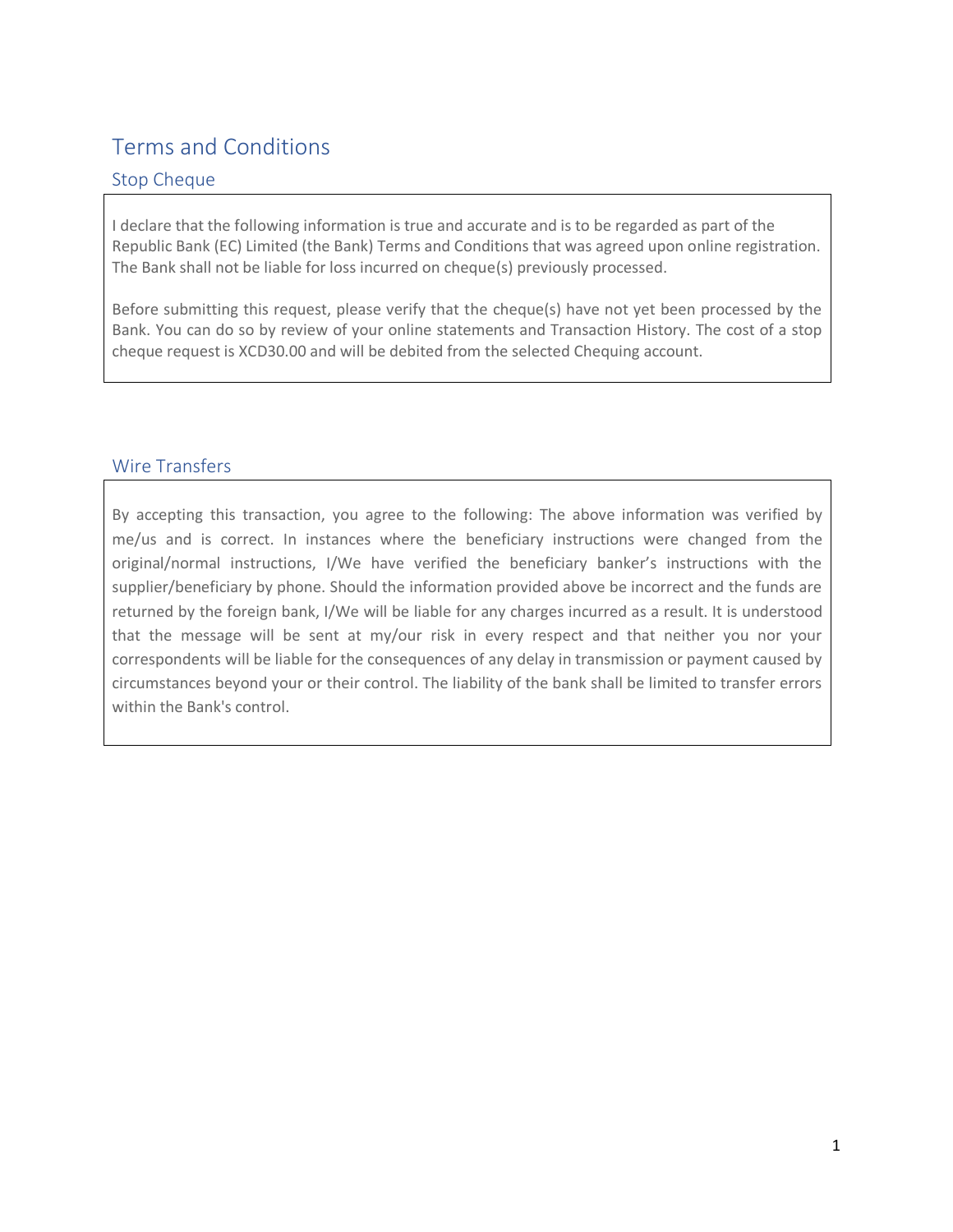# Terms and Conditions

## Stop Cheque

I declare that the following information is true and accurate and is to be regarded as part of the Republic Bank (EC) Limited (the Bank) Terms and Conditions that was agreed upon online registration. The Bank shall not be liable for loss incurred on cheque(s) previously processed.

Before submitting this request, please verify that the cheque(s) have not yet been processed by the Bank. You can do so by review of your online statements and Transaction History. The cost of a stop cheque request is XCD30.00 and will be debited from the selected Chequing account.

## Wire Transfers

By accepting this transaction, you agree to the following: The above information was verified by me/us and is correct. In instances where the beneficiary instructions were changed from the original/normal instructions, I/We have verified the beneficiary banker's instructions with the supplier/beneficiary by phone. Should the information provided above be incorrect and the funds are returned by the foreign bank, I/We will be liable for any charges incurred as a result. It is understood that the message will be sent at my/our risk in every respect and that neither you nor your correspondents will be liable for the consequences of any delay in transmission or payment caused by circumstances beyond your or their control. The liability of the bank shall be limited to transfer errors within the Bank's control.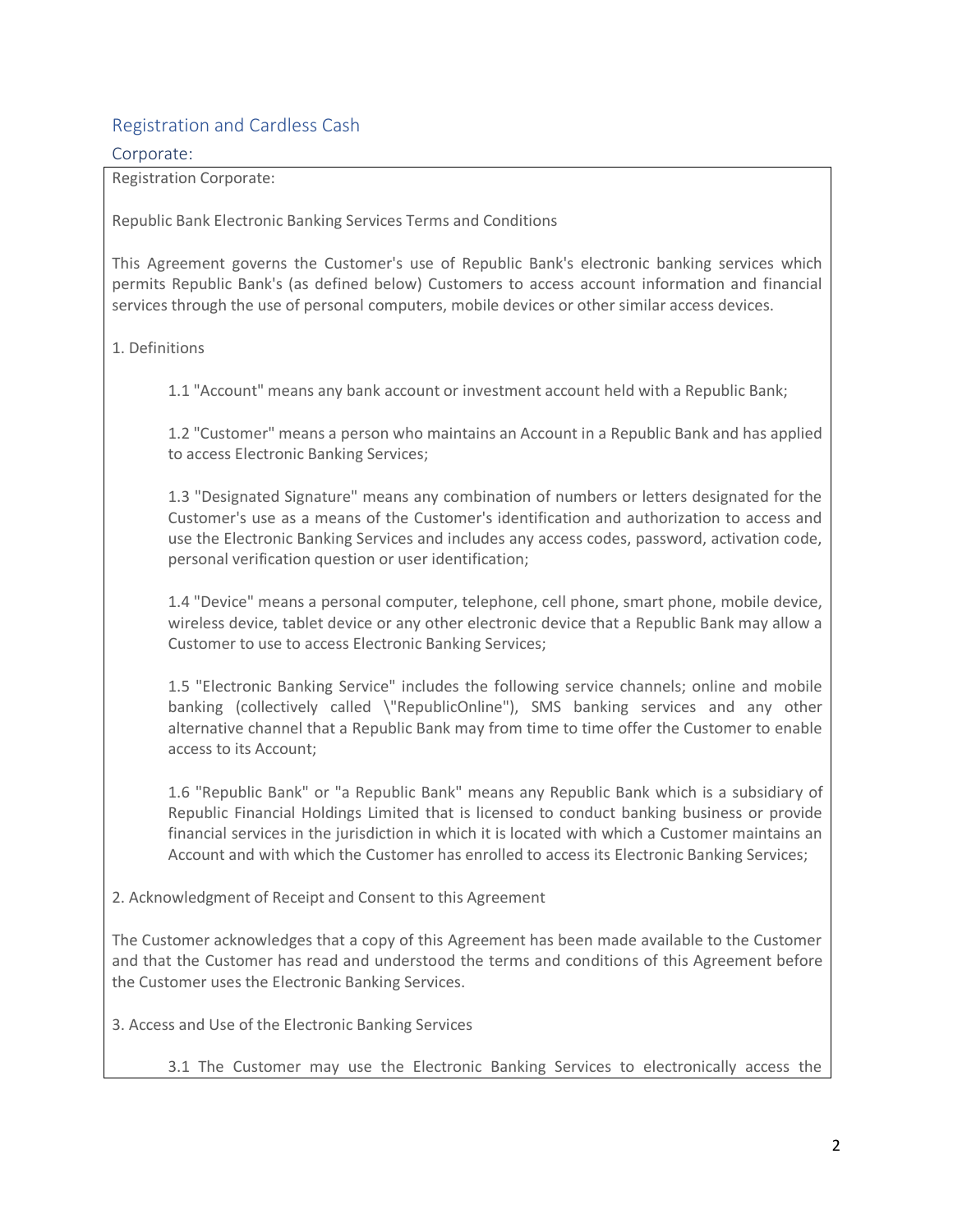## Registration and Cardless Cash

### Corporate:

Registration Corporate:

Republic Bank Electronic Banking Services Terms and Conditions

This Agreement governs the Customer's use of Republic Bank's electronic banking services which permits Republic Bank's (as defined below) Customers to access account information and financial services through the use of personal computers, mobile devices or other similar access devices.

1. Definitions

> 1.1 "Account" means any bank account or investment account held with a Republic Bank;
>
> 1.2 "Customer" means a person who maintains an Account in a Republic Bank and has applied to access Electronic Banking Services;
>
> 1.3 "Designated Signature" means any combination of numbers or letters designated for the Customer's use as a means of the Customer's identification and authorization to access and use the Electronic Banking Services and includes any access codes, password, activation code, personal verification question or user identification;
>
> 1.4 "Device" means a personal computer, telephone, cell phone, smart phone, mobile device, wireless device, tablet device or any other electronic device that a Republic Bank may allow a Customer to use to access Electronic Banking Services;
>
> 1.5 "Electronic Banking Service" includes the following service channels; online and mobile banking (collectively called \"RepublicOnline"), SMS banking services and any other alternative channel that a Republic Bank may from time to time offer the Customer to enable access to its Account;
>
> 1.6 "Republic Bank" or "a Republic Bank" means any Republic Bank which is a subsidiary of Republic Financial Holdings Limited that is licensed to conduct banking business or provide financial services in the jurisdiction in which it is located with which a Customer maintains an Account and with which the Customer has enrolled to access its Electronic Banking Services;

2. Acknowledgment of Receipt and Consent to this Agreement

The Customer acknowledges that a copy of this Agreement has been made available to the Customer and that the Customer has read and understood the terms and conditions of this Agreement before the Customer uses the Electronic Banking Services.

3. Access and Use of the Electronic Banking Services

> 3.1 The Customer may use the Electronic Banking Services to electronically access the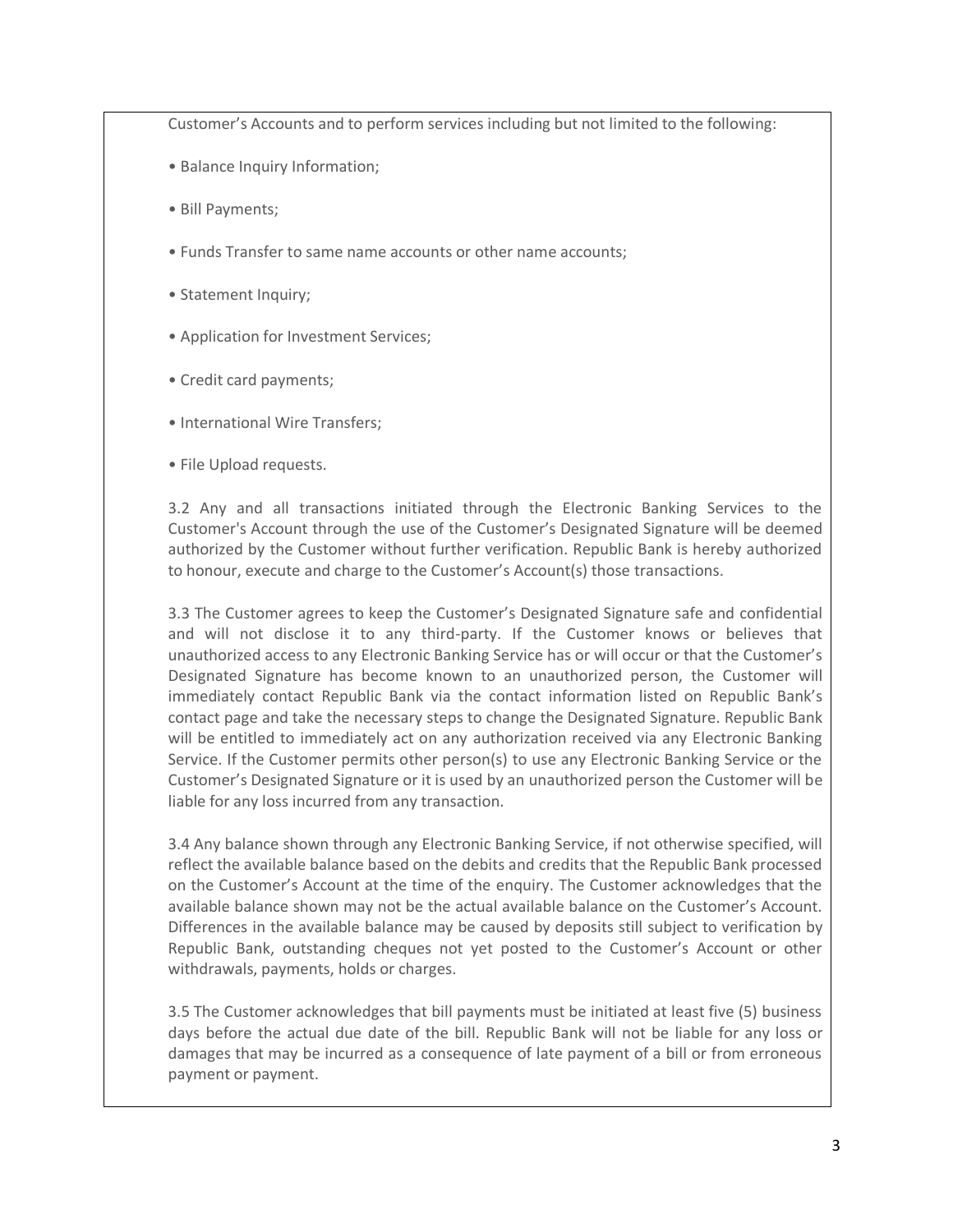Customer's Accounts and to perform services including but not limited to the following:

- Balance Inquiry Information;
- Bill Payments;
- Funds Transfer to same name accounts or other name accounts;
- Statement Inquiry;
- Application for Investment Services;
- Credit card payments;
- International Wire Transfers;
- File Upload requests.

3.2 Any and all transactions initiated through the Electronic Banking Services to the Customer's Account through the use of the Customer's Designated Signature will be deemed authorized by the Customer without further verification. Republic Bank is hereby authorized to honour, execute and charge to the Customer's Account(s) those transactions.

3.3 The Customer agrees to keep the Customer's Designated Signature safe and confidential and will not disclose it to any third-party. If the Customer knows or believes that unauthorized access to any Electronic Banking Service has or will occur or that the Customer's Designated Signature has become known to an unauthorized person, the Customer will immediately contact Republic Bank via the contact information listed on Republic Bank's contact page and take the necessary steps to change the Designated Signature. Republic Bank will be entitled to immediately act on any authorization received via any Electronic Banking Service. If the Customer permits other person(s) to use any Electronic Banking Service or the Customer's Designated Signature or it is used by an unauthorized person the Customer will be liable for any loss incurred from any transaction.

3.4 Any balance shown through any Electronic Banking Service, if not otherwise specified, will reflect the available balance based on the debits and credits that the Republic Bank processed on the Customer's Account at the time of the enquiry. The Customer acknowledges that the available balance shown may not be the actual available balance on the Customer's Account. Differences in the available balance may be caused by deposits still subject to verification by Republic Bank, outstanding cheques not yet posted to the Customer's Account or other withdrawals, payments, holds or charges.

3.5 The Customer acknowledges that bill payments must be initiated at least five (5) business days before the actual due date of the bill. Republic Bank will not be liable for any loss or damages that may be incurred as a consequence of late payment of a bill or from erroneous payment or payment.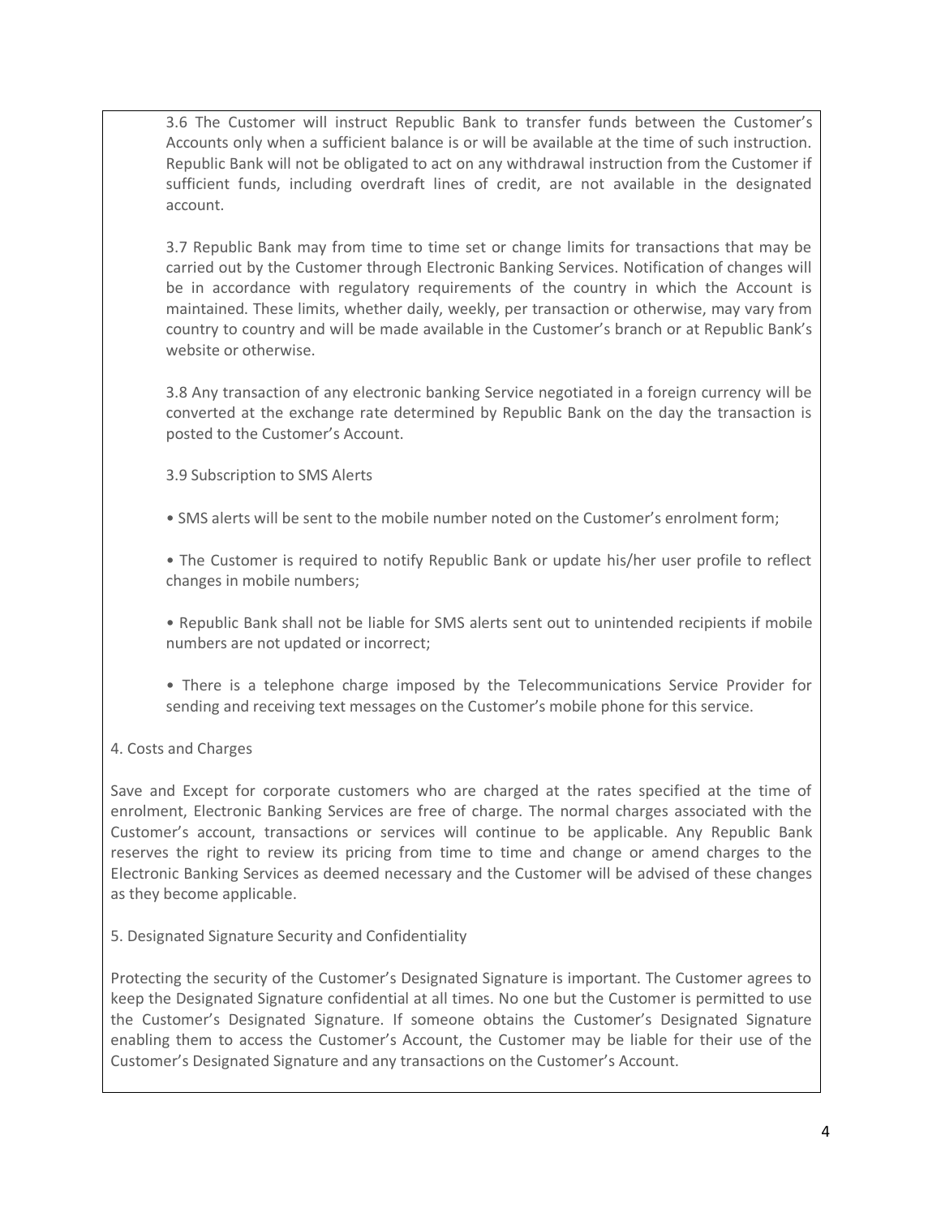3.6 The Customer will instruct Republic Bank to transfer funds between the Customer's Accounts only when a sufficient balance is or will be available at the time of such instruction. Republic Bank will not be obligated to act on any withdrawal instruction from the Customer if sufficient funds, including overdraft lines of credit, are not available in the designated account.

3.7 Republic Bank may from time to time set or change limits for transactions that may be carried out by the Customer through Electronic Banking Services. Notification of changes will be in accordance with regulatory requirements of the country in which the Account is maintained. These limits, whether daily, weekly, per transaction or otherwise, may vary from country to country and will be made available in the Customer's branch or at Republic Bank's website or otherwise.

3.8 Any transaction of any electronic banking Service negotiated in a foreign currency will be converted at the exchange rate determined by Republic Bank on the day the transaction is posted to the Customer's Account.

3.9 Subscription to SMS Alerts

- SMS alerts will be sent to the mobile number noted on the Customer's enrolment form;

- The Customer is required to notify Republic Bank or update his/her user profile to reflect changes in mobile numbers;

- Republic Bank shall not be liable for SMS alerts sent out to unintended recipients if mobile numbers are not updated or incorrect;

- There is a telephone charge imposed by the Telecommunications Service Provider for sending and receiving text messages on the Customer's mobile phone for this service.

4. Costs and Charges

Save and Except for corporate customers who are charged at the rates specified at the time of enrolment, Electronic Banking Services are free of charge. The normal charges associated with the Customer's account, transactions or services will continue to be applicable. Any Republic Bank reserves the right to review its pricing from time to time and change or amend charges to the Electronic Banking Services as deemed necessary and the Customer will be advised of these changes as they become applicable.

5. Designated Signature Security and Confidentiality

Protecting the security of the Customer's Designated Signature is important. The Customer agrees to keep the Designated Signature confidential at all times. No one but the Customer is permitted to use the Customer's Designated Signature. If someone obtains the Customer's Designated Signature enabling them to access the Customer's Account, the Customer may be liable for their use of the Customer's Designated Signature and any transactions on the Customer's Account.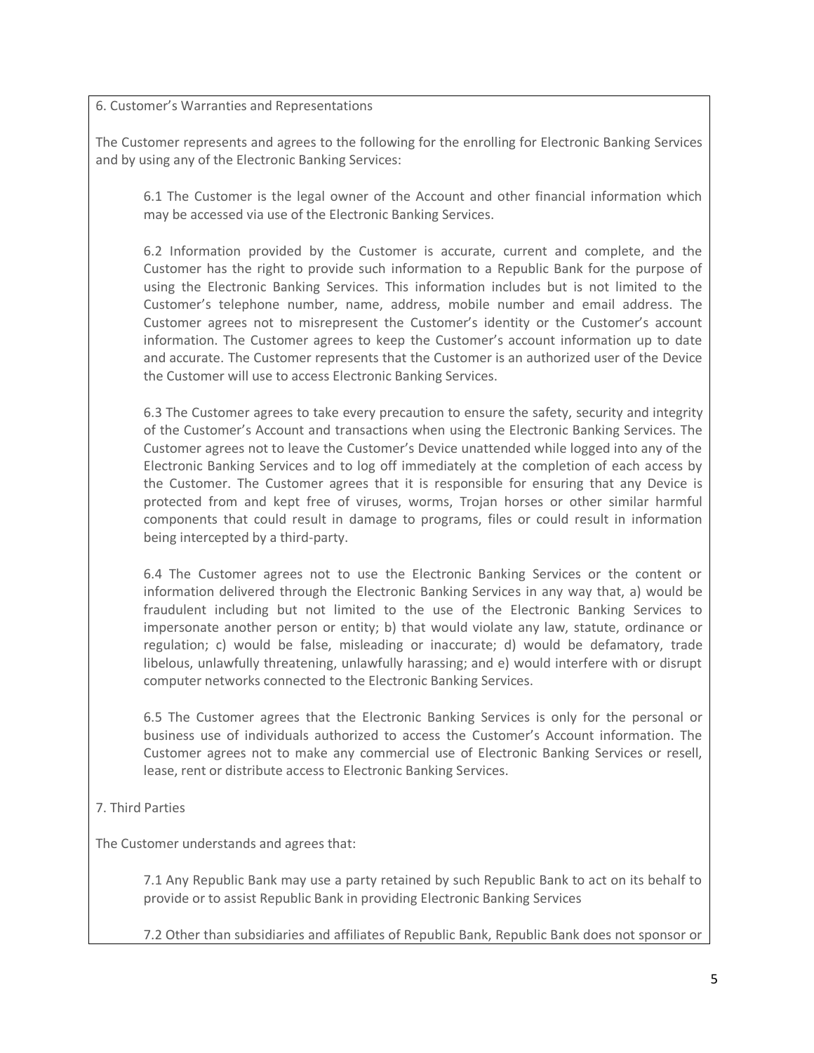## 6. Customer's Warranties and Representations

The Customer represents and agrees to the following for the enrolling for Electronic Banking Services and by using any of the Electronic Banking Services:

6.1 The Customer is the legal owner of the Account and other financial information which may be accessed via use of the Electronic Banking Services.

6.2 Information provided by the Customer is accurate, current and complete, and the Customer has the right to provide such information to a Republic Bank for the purpose of using the Electronic Banking Services. This information includes but is not limited to the Customer's telephone number, name, address, mobile number and email address. The Customer agrees not to misrepresent the Customer's identity or the Customer's account information. The Customer agrees to keep the Customer's account information up to date and accurate. The Customer represents that the Customer is an authorized user of the Device the Customer will use to access Electronic Banking Services.

6.3 The Customer agrees to take every precaution to ensure the safety, security and integrity of the Customer's Account and transactions when using the Electronic Banking Services. The Customer agrees not to leave the Customer's Device unattended while logged into any of the Electronic Banking Services and to log off immediately at the completion of each access by the Customer. The Customer agrees that it is responsible for ensuring that any Device is protected from and kept free of viruses, worms, Trojan horses or other similar harmful components that could result in damage to programs, files or could result in information being intercepted by a third-party.

6.4 The Customer agrees not to use the Electronic Banking Services or the content or information delivered through the Electronic Banking Services in any way that, a) would be fraudulent including but not limited to the use of the Electronic Banking Services to impersonate another person or entity; b) that would violate any law, statute, ordinance or regulation; c) would be false, misleading or inaccurate; d) would be defamatory, trade libelous, unlawfully threatening, unlawfully harassing; and e) would interfere with or disrupt computer networks connected to the Electronic Banking Services.

6.5 The Customer agrees that the Electronic Banking Services is only for the personal or business use of individuals authorized to access the Customer's Account information. The Customer agrees not to make any commercial use of Electronic Banking Services or resell, lease, rent or distribute access to Electronic Banking Services.

## 7. Third Parties

The Customer understands and agrees that:

7.1 Any Republic Bank may use a party retained by such Republic Bank to act on its behalf to provide or to assist Republic Bank in providing Electronic Banking Services

7.2 Other than subsidiaries and affiliates of Republic Bank, Republic Bank does not sponsor or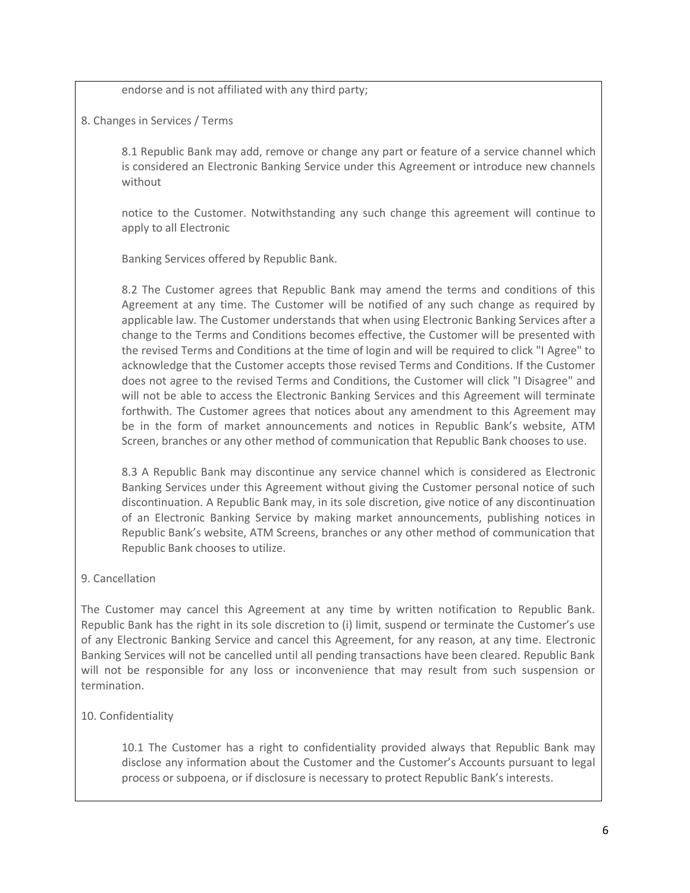endorse and is not affiliated with any third party;

8. Changes in Services / Terms

8.1 Republic Bank may add, remove or change any part or feature of a service channel which is considered an Electronic Banking Service under this Agreement or introduce new channels without

notice to the Customer. Notwithstanding any such change this agreement will continue to apply to all Electronic

Banking Services offered by Republic Bank.

8.2 The Customer agrees that Republic Bank may amend the terms and conditions of this Agreement at any time. The Customer will be notified of any such change as required by applicable law. The Customer understands that when using Electronic Banking Services after a change to the Terms and Conditions becomes effective, the Customer will be presented with the revised Terms and Conditions at the time of login and will be required to click "I Agree" to acknowledge that the Customer accepts those revised Terms and Conditions. If the Customer does not agree to the revised Terms and Conditions, the Customer will click "I Disagree" and will not be able to access the Electronic Banking Services and this Agreement will terminate forthwith. The Customer agrees that notices about any amendment to this Agreement may be in the form of market announcements and notices in Republic Bank's website, ATM Screen, branches or any other method of communication that Republic Bank chooses to use.

8.3 A Republic Bank may discontinue any service channel which is considered as Electronic Banking Services under this Agreement without giving the Customer personal notice of such discontinuation. A Republic Bank may, in its sole discretion, give notice of any discontinuation of an Electronic Banking Service by making market announcements, publishing notices in Republic Bank's website, ATM Screens, branches or any other method of communication that Republic Bank chooses to utilize.

9. Cancellation

The Customer may cancel this Agreement at any time by written notification to Republic Bank. Republic Bank has the right in its sole discretion to (i) limit, suspend or terminate the Customer's use of any Electronic Banking Service and cancel this Agreement, for any reason, at any time. Electronic Banking Services will not be cancelled until all pending transactions have been cleared. Republic Bank will not be responsible for any loss or inconvenience that may result from such suspension or termination.

10. Confidentiality

10.1 The Customer has a right to confidentiality provided always that Republic Bank may disclose any information about the Customer and the Customer's Accounts pursuant to legal process or subpoena, or if disclosure is necessary to protect Republic Bank's interests.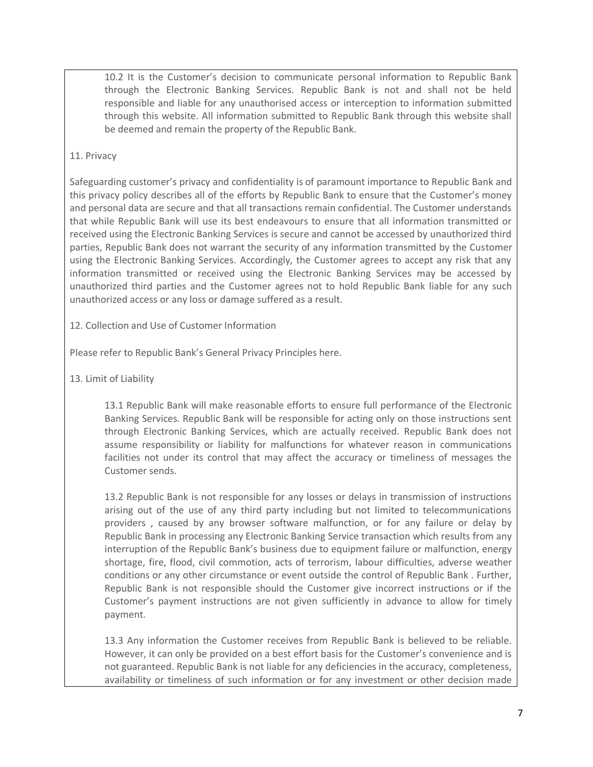10.2 It is the Customer's decision to communicate personal information to Republic Bank through the Electronic Banking Services. Republic Bank is not and shall not be held responsible and liable for any unauthorised access or interception to information submitted through this website. All information submitted to Republic Bank through this website shall be deemed and remain the property of the Republic Bank.

11. Privacy

Safeguarding customer's privacy and confidentiality is of paramount importance to Republic Bank and this privacy policy describes all of the efforts by Republic Bank to ensure that the Customer's money and personal data are secure and that all transactions remain confidential. The Customer understands that while Republic Bank will use its best endeavours to ensure that all information transmitted or received using the Electronic Banking Services is secure and cannot be accessed by unauthorized third parties, Republic Bank does not warrant the security of any information transmitted by the Customer using the Electronic Banking Services. Accordingly, the Customer agrees to accept any risk that any information transmitted or received using the Electronic Banking Services may be accessed by unauthorized third parties and the Customer agrees not to hold Republic Bank liable for any such unauthorized access or any loss or damage suffered as a result.

12. Collection and Use of Customer Information

Please refer to Republic Bank's General Privacy Principles here.

13. Limit of Liability

13.1 Republic Bank will make reasonable efforts to ensure full performance of the Electronic Banking Services. Republic Bank will be responsible for acting only on those instructions sent through Electronic Banking Services, which are actually received. Republic Bank does not assume responsibility or liability for malfunctions for whatever reason in communications facilities not under its control that may affect the accuracy or timeliness of messages the Customer sends.

13.2 Republic Bank is not responsible for any losses or delays in transmission of instructions arising out of the use of any third party including but not limited to telecommunications providers , caused by any browser software malfunction, or for any failure or delay by Republic Bank in processing any Electronic Banking Service transaction which results from any interruption of the Republic Bank's business due to equipment failure or malfunction, energy shortage, fire, flood, civil commotion, acts of terrorism, labour difficulties, adverse weather conditions or any other circumstance or event outside the control of Republic Bank . Further, Republic Bank is not responsible should the Customer give incorrect instructions or if the Customer's payment instructions are not given sufficiently in advance to allow for timely payment.

13.3 Any information the Customer receives from Republic Bank is believed to be reliable. However, it can only be provided on a best effort basis for the Customer's convenience and is not guaranteed. Republic Bank is not liable for any deficiencies in the accuracy, completeness, availability or timeliness of such information or for any investment or other decision made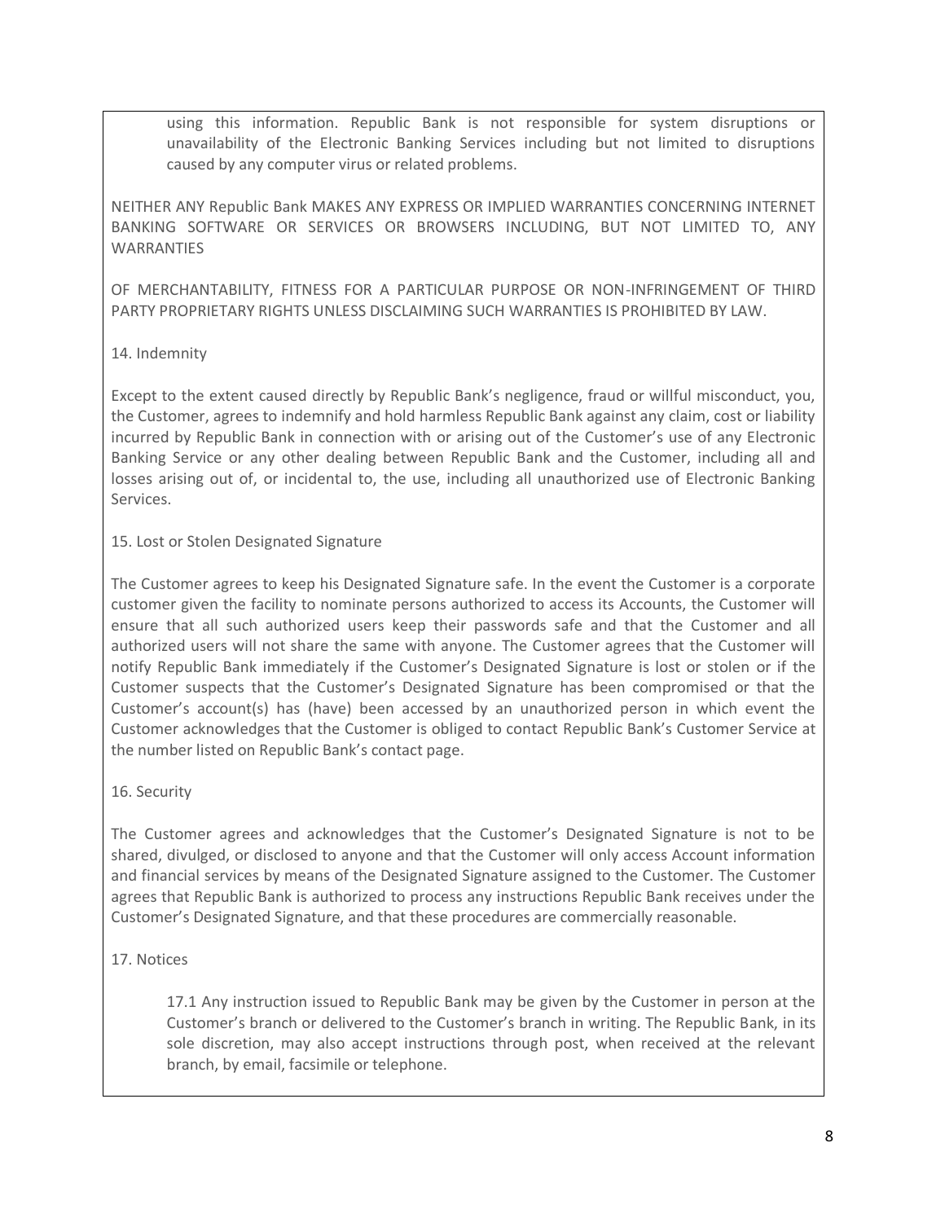using this information. Republic Bank is not responsible for system disruptions or unavailability of the Electronic Banking Services including but not limited to disruptions caused by any computer virus or related problems.

NEITHER ANY Republic Bank MAKES ANY EXPRESS OR IMPLIED WARRANTIES CONCERNING INTERNET BANKING SOFTWARE OR SERVICES OR BROWSERS INCLUDING, BUT NOT LIMITED TO, ANY WARRANTIES

OF MERCHANTABILITY, FITNESS FOR A PARTICULAR PURPOSE OR NON-INFRINGEMENT OF THIRD PARTY PROPRIETARY RIGHTS UNLESS DISCLAIMING SUCH WARRANTIES IS PROHIBITED BY LAW.

14. Indemnity

Except to the extent caused directly by Republic Bank's negligence, fraud or willful misconduct, you, the Customer, agrees to indemnify and hold harmless Republic Bank against any claim, cost or liability incurred by Republic Bank in connection with or arising out of the Customer's use of any Electronic Banking Service or any other dealing between Republic Bank and the Customer, including all and losses arising out of, or incidental to, the use, including all unauthorized use of Electronic Banking Services.

15. Lost or Stolen Designated Signature

The Customer agrees to keep his Designated Signature safe. In the event the Customer is a corporate customer given the facility to nominate persons authorized to access its Accounts, the Customer will ensure that all such authorized users keep their passwords safe and that the Customer and all authorized users will not share the same with anyone. The Customer agrees that the Customer will notify Republic Bank immediately if the Customer's Designated Signature is lost or stolen or if the Customer suspects that the Customer's Designated Signature has been compromised or that the Customer's account(s) has (have) been accessed by an unauthorized person in which event the Customer acknowledges that the Customer is obliged to contact Republic Bank's Customer Service at the number listed on Republic Bank's contact page.

16. Security

The Customer agrees and acknowledges that the Customer's Designated Signature is not to be shared, divulged, or disclosed to anyone and that the Customer will only access Account information and financial services by means of the Designated Signature assigned to the Customer. The Customer agrees that Republic Bank is authorized to process any instructions Republic Bank receives under the Customer's Designated Signature, and that these procedures are commercially reasonable.

17. Notices

17.1 Any instruction issued to Republic Bank may be given by the Customer in person at the Customer's branch or delivered to the Customer's branch in writing. The Republic Bank, in its sole discretion, may also accept instructions through post, when received at the relevant branch, by email, facsimile or telephone.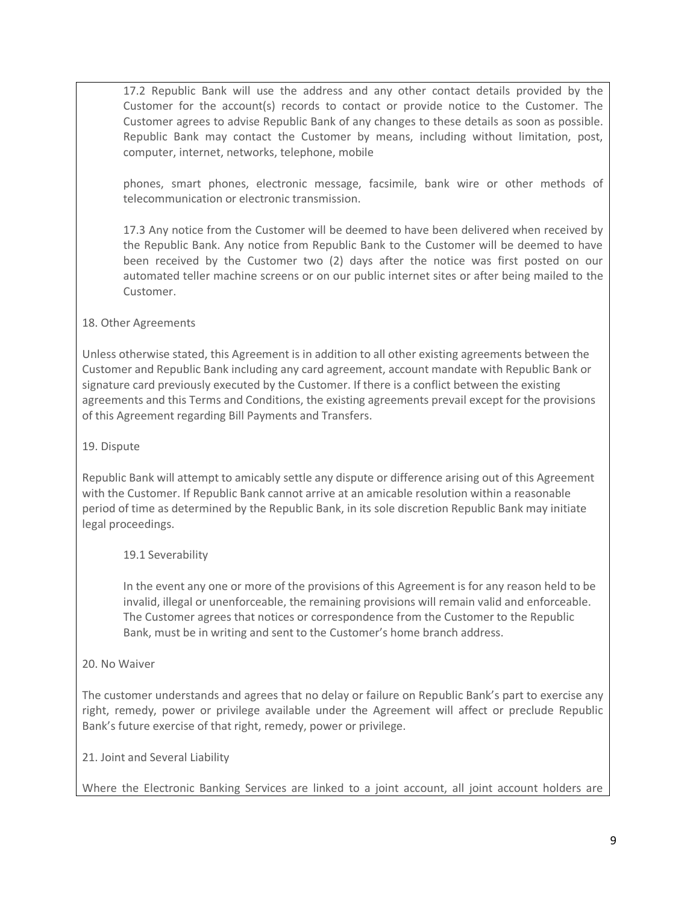17.2 Republic Bank will use the address and any other contact details provided by the Customer for the account(s) records to contact or provide notice to the Customer. The Customer agrees to advise Republic Bank of any changes to these details as soon as possible. Republic Bank may contact the Customer by means, including without limitation, post, computer, internet, networks, telephone, mobile

phones, smart phones, electronic message, facsimile, bank wire or other methods of telecommunication or electronic transmission.

17.3 Any notice from the Customer will be deemed to have been delivered when received by the Republic Bank. Any notice from Republic Bank to the Customer will be deemed to have been received by the Customer two (2) days after the notice was first posted on our automated teller machine screens or on our public internet sites or after being mailed to the Customer.

18. Other Agreements

Unless otherwise stated, this Agreement is in addition to all other existing agreements between the Customer and Republic Bank including any card agreement, account mandate with Republic Bank or signature card previously executed by the Customer. If there is a conflict between the existing agreements and this Terms and Conditions, the existing agreements prevail except for the provisions of this Agreement regarding Bill Payments and Transfers.

19. Dispute

Republic Bank will attempt to amicably settle any dispute or difference arising out of this Agreement with the Customer. If Republic Bank cannot arrive at an amicable resolution within a reasonable period of time as determined by the Republic Bank, in its sole discretion Republic Bank may initiate legal proceedings.

19.1 Severability

In the event any one or more of the provisions of this Agreement is for any reason held to be invalid, illegal or unenforceable, the remaining provisions will remain valid and enforceable. The Customer agrees that notices or correspondence from the Customer to the Republic Bank, must be in writing and sent to the Customer's home branch address.

20. No Waiver

The customer understands and agrees that no delay or failure on Republic Bank's part to exercise any right, remedy, power or privilege available under the Agreement will affect or preclude Republic Bank's future exercise of that right, remedy, power or privilege.

21. Joint and Several Liability

Where the Electronic Banking Services are linked to a joint account, all joint account holders are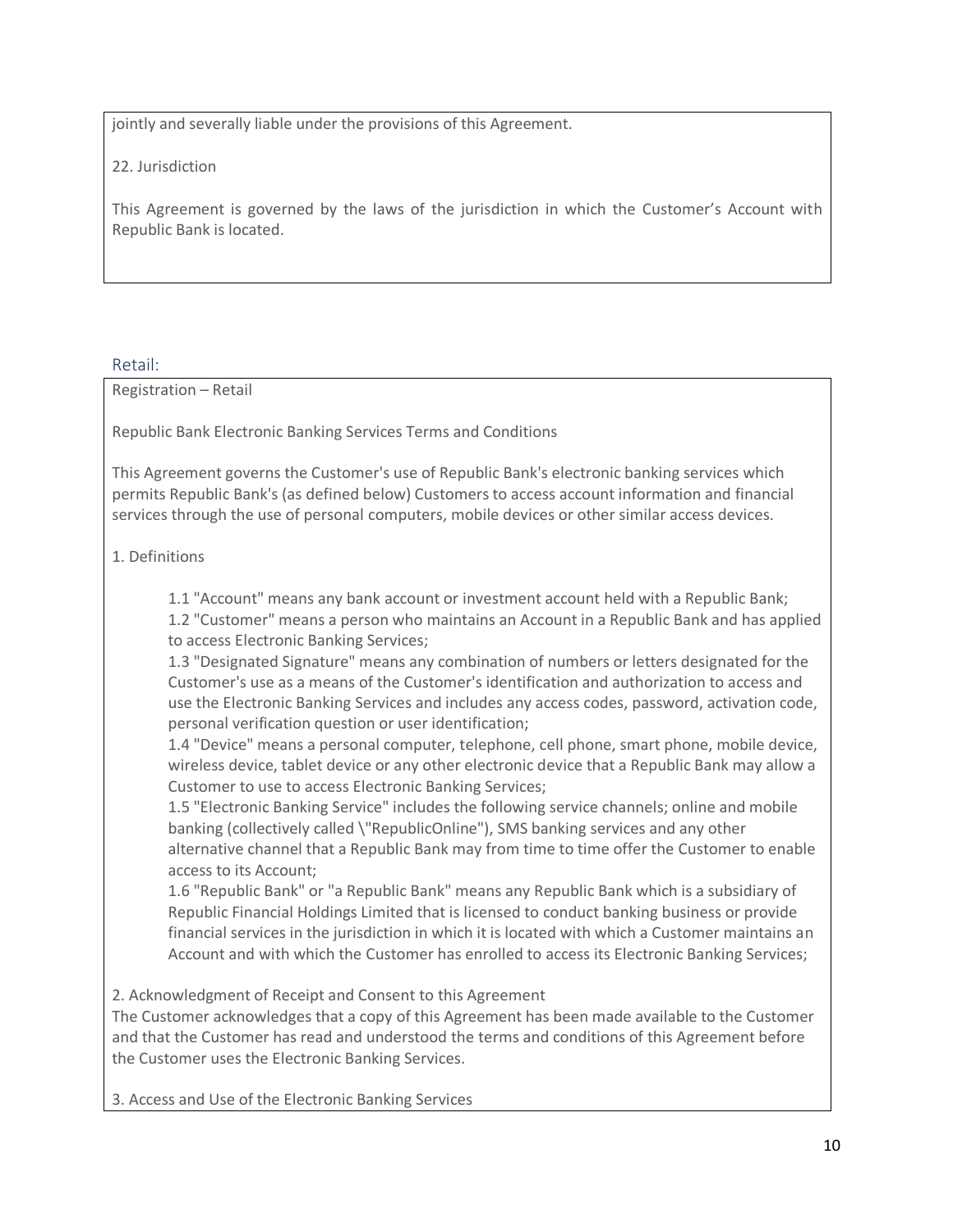jointly and severally liable under the provisions of this Agreement.

22. Jurisdiction

This Agreement is governed by the laws of the jurisdiction in which the Customer's Account with Republic Bank is located.

## Retail:

Registration – Retail

Republic Bank Electronic Banking Services Terms and Conditions

This Agreement governs the Customer's use of Republic Bank's electronic banking services which permits Republic Bank's (as defined below) Customers to access account information and financial services through the use of personal computers, mobile devices or other similar access devices.

1. Definitions

    1.1 "Account" means any bank account or investment account held with a Republic Bank;
    1.2 "Customer" means a person who maintains an Account in a Republic Bank and has applied to access Electronic Banking Services;
    1.3 "Designated Signature" means any combination of numbers or letters designated for the Customer's use as a means of the Customer's identification and authorization to access and use the Electronic Banking Services and includes any access codes, password, activation code, personal verification question or user identification;
    1.4 "Device" means a personal computer, telephone, cell phone, smart phone, mobile device, wireless device, tablet device or any other electronic device that a Republic Bank may allow a Customer to use to access Electronic Banking Services;
    1.5 "Electronic Banking Service" includes the following service channels; online and mobile banking (collectively called \"RepublicOnline"), SMS banking services and any other alternative channel that a Republic Bank may from time to time offer the Customer to enable access to its Account;
    1.6 "Republic Bank" or "a Republic Bank" means any Republic Bank which is a subsidiary of Republic Financial Holdings Limited that is licensed to conduct banking business or provide financial services in the jurisdiction in which it is located with which a Customer maintains an Account and with which the Customer has enrolled to access its Electronic Banking Services;

2. Acknowledgment of Receipt and Consent to this Agreement
The Customer acknowledges that a copy of this Agreement has been made available to the Customer and that the Customer has read and understood the terms and conditions of this Agreement before the Customer uses the Electronic Banking Services.

3. Access and Use of the Electronic Banking Services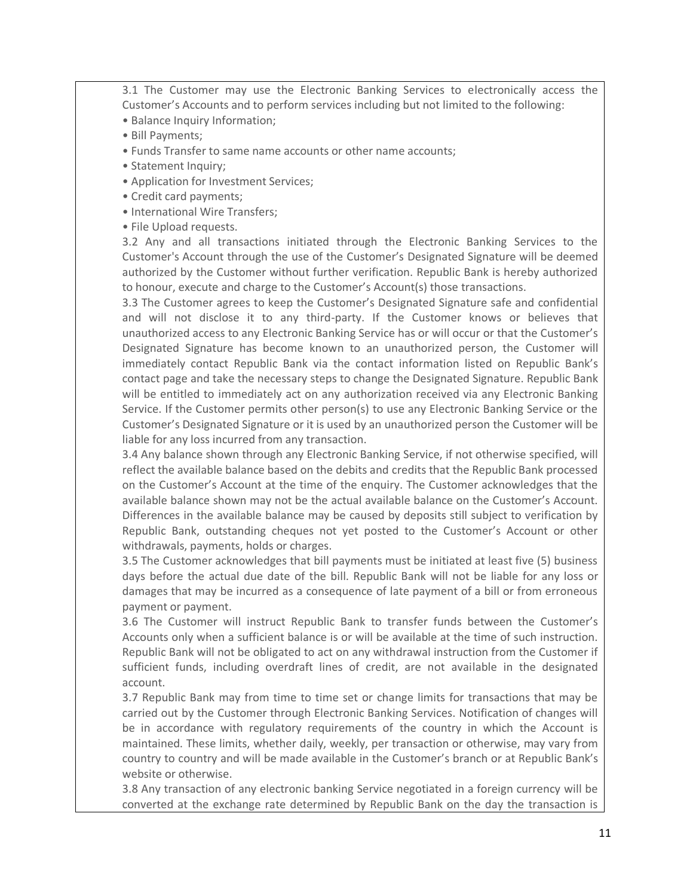3.1 The Customer may use the Electronic Banking Services to electronically access the Customer's Accounts and to perform services including but not limited to the following:

- Balance Inquiry Information;
- Bill Payments;
- Funds Transfer to same name accounts or other name accounts;
- Statement Inquiry;
- Application for Investment Services;
- Credit card payments;
- International Wire Transfers;
- File Upload requests.

3.2 Any and all transactions initiated through the Electronic Banking Services to the Customer's Account through the use of the Customer's Designated Signature will be deemed authorized by the Customer without further verification. Republic Bank is hereby authorized to honour, execute and charge to the Customer's Account(s) those transactions.

3.3 The Customer agrees to keep the Customer's Designated Signature safe and confidential and will not disclose it to any third-party. If the Customer knows or believes that unauthorized access to any Electronic Banking Service has or will occur or that the Customer's Designated Signature has become known to an unauthorized person, the Customer will immediately contact Republic Bank via the contact information listed on Republic Bank's contact page and take the necessary steps to change the Designated Signature. Republic Bank will be entitled to immediately act on any authorization received via any Electronic Banking Service. If the Customer permits other person(s) to use any Electronic Banking Service or the Customer's Designated Signature or it is used by an unauthorized person the Customer will be liable for any loss incurred from any transaction.

3.4 Any balance shown through any Electronic Banking Service, if not otherwise specified, will reflect the available balance based on the debits and credits that the Republic Bank processed on the Customer's Account at the time of the enquiry. The Customer acknowledges that the available balance shown may not be the actual available balance on the Customer's Account. Differences in the available balance may be caused by deposits still subject to verification by Republic Bank, outstanding cheques not yet posted to the Customer's Account or other withdrawals, payments, holds or charges.

3.5 The Customer acknowledges that bill payments must be initiated at least five (5) business days before the actual due date of the bill. Republic Bank will not be liable for any loss or damages that may be incurred as a consequence of late payment of a bill or from erroneous payment or payment.

3.6 The Customer will instruct Republic Bank to transfer funds between the Customer's Accounts only when a sufficient balance is or will be available at the time of such instruction. Republic Bank will not be obligated to act on any withdrawal instruction from the Customer if sufficient funds, including overdraft lines of credit, are not available in the designated account.

3.7 Republic Bank may from time to time set or change limits for transactions that may be carried out by the Customer through Electronic Banking Services. Notification of changes will be in accordance with regulatory requirements of the country in which the Account is maintained. These limits, whether daily, weekly, per transaction or otherwise, may vary from country to country and will be made available in the Customer's branch or at Republic Bank's website or otherwise.

3.8 Any transaction of any electronic banking Service negotiated in a foreign currency will be converted at the exchange rate determined by Republic Bank on the day the transaction is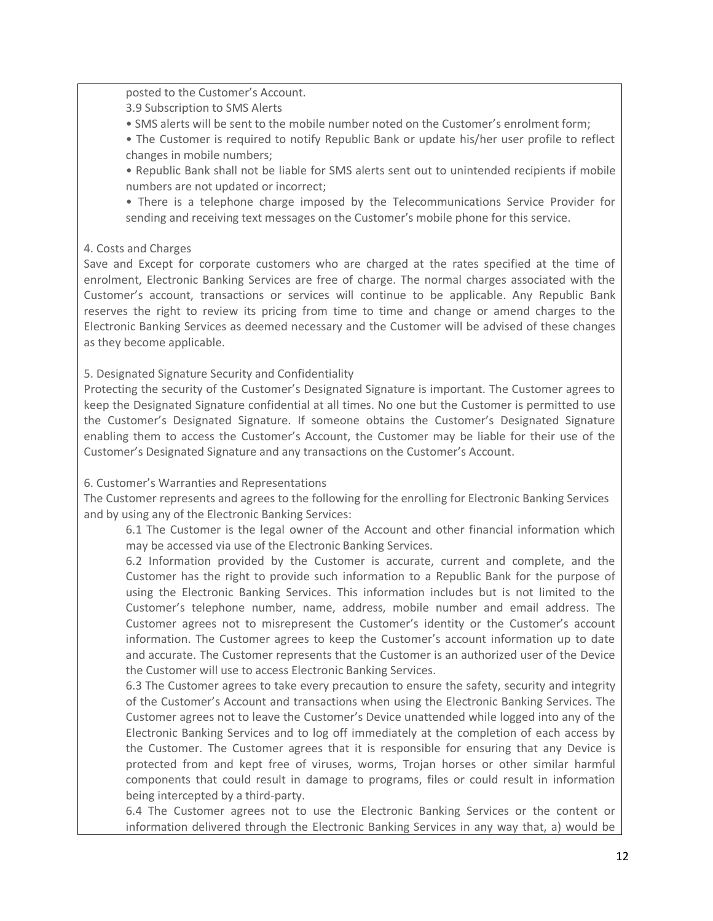posted to the Customer's Account.

3.9 Subscription to SMS Alerts

- SMS alerts will be sent to the mobile number noted on the Customer's enrolment form;
- The Customer is required to notify Republic Bank or update his/her user profile to reflect changes in mobile numbers;
- Republic Bank shall not be liable for SMS alerts sent out to unintended recipients if mobile numbers are not updated or incorrect;
- There is a telephone charge imposed by the Telecommunications Service Provider for sending and receiving text messages on the Customer's mobile phone for this service.

4. Costs and Charges

Save and Except for corporate customers who are charged at the rates specified at the time of enrolment, Electronic Banking Services are free of charge. The normal charges associated with the Customer's account, transactions or services will continue to be applicable. Any Republic Bank reserves the right to review its pricing from time to time and change or amend charges to the Electronic Banking Services as deemed necessary and the Customer will be advised of these changes as they become applicable.

5. Designated Signature Security and Confidentiality

Protecting the security of the Customer's Designated Signature is important. The Customer agrees to keep the Designated Signature confidential at all times. No one but the Customer is permitted to use the Customer's Designated Signature. If someone obtains the Customer's Designated Signature enabling them to access the Customer's Account, the Customer may be liable for their use of the Customer's Designated Signature and any transactions on the Customer's Account.

6. Customer's Warranties and Representations

The Customer represents and agrees to the following for the enrolling for Electronic Banking Services and by using any of the Electronic Banking Services:

6.1 The Customer is the legal owner of the Account and other financial information which may be accessed via use of the Electronic Banking Services.

6.2 Information provided by the Customer is accurate, current and complete, and the Customer has the right to provide such information to a Republic Bank for the purpose of using the Electronic Banking Services. This information includes but is not limited to the Customer's telephone number, name, address, mobile number and email address. The Customer agrees not to misrepresent the Customer's identity or the Customer's account information. The Customer agrees to keep the Customer's account information up to date and accurate. The Customer represents that the Customer is an authorized user of the Device the Customer will use to access Electronic Banking Services.

6.3 The Customer agrees to take every precaution to ensure the safety, security and integrity of the Customer's Account and transactions when using the Electronic Banking Services. The Customer agrees not to leave the Customer's Device unattended while logged into any of the Electronic Banking Services and to log off immediately at the completion of each access by the Customer. The Customer agrees that it is responsible for ensuring that any Device is protected from and kept free of viruses, worms, Trojan horses or other similar harmful components that could result in damage to programs, files or could result in information being intercepted by a third-party.

6.4 The Customer agrees not to use the Electronic Banking Services or the content or information delivered through the Electronic Banking Services in any way that, a) would be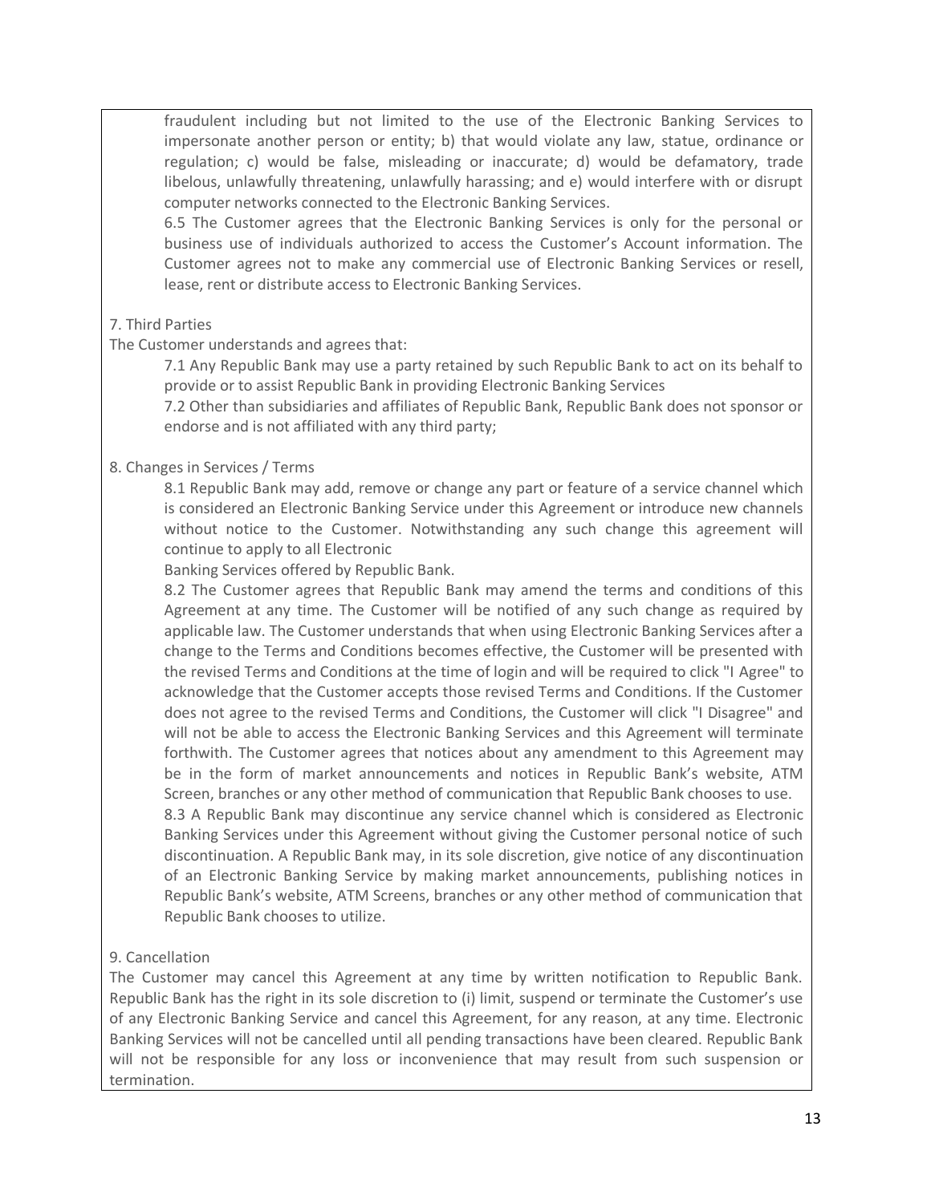fraudulent including but not limited to the use of the Electronic Banking Services to impersonate another person or entity; b) that would violate any law, statue, ordinance or regulation; c) would be false, misleading or inaccurate; d) would be defamatory, trade libelous, unlawfully threatening, unlawfully harassing; and e) would interfere with or disrupt computer networks connected to the Electronic Banking Services.

6.5 The Customer agrees that the Electronic Banking Services is only for the personal or business use of individuals authorized to access the Customer's Account information. The Customer agrees not to make any commercial use of Electronic Banking Services or resell, lease, rent or distribute access to Electronic Banking Services.

7. Third Parties

The Customer understands and agrees that:

7.1 Any Republic Bank may use a party retained by such Republic Bank to act on its behalf to provide or to assist Republic Bank in providing Electronic Banking Services

7.2 Other than subsidiaries and affiliates of Republic Bank, Republic Bank does not sponsor or endorse and is not affiliated with any third party;

8. Changes in Services / Terms

8.1 Republic Bank may add, remove or change any part or feature of a service channel which is considered an Electronic Banking Service under this Agreement or introduce new channels without notice to the Customer. Notwithstanding any such change this agreement will continue to apply to all Electronic Banking Services offered by Republic Bank.

8.2 The Customer agrees that Republic Bank may amend the terms and conditions of this Agreement at any time. The Customer will be notified of any such change as required by applicable law. The Customer understands that when using Electronic Banking Services after a change to the Terms and Conditions becomes effective, the Customer will be presented with the revised Terms and Conditions at the time of login and will be required to click "I Agree" to acknowledge that the Customer accepts those revised Terms and Conditions. If the Customer does not agree to the revised Terms and Conditions, the Customer will click "I Disagree" and will not be able to access the Electronic Banking Services and this Agreement will terminate forthwith. The Customer agrees that notices about any amendment to this Agreement may be in the form of market announcements and notices in Republic Bank's website, ATM Screen, branches or any other method of communication that Republic Bank chooses to use.

8.3 A Republic Bank may discontinue any service channel which is considered as Electronic Banking Services under this Agreement without giving the Customer personal notice of such discontinuation. A Republic Bank may, in its sole discretion, give notice of any discontinuation of an Electronic Banking Service by making market announcements, publishing notices in Republic Bank's website, ATM Screens, branches or any other method of communication that Republic Bank chooses to utilize.

9. Cancellation

The Customer may cancel this Agreement at any time by written notification to Republic Bank. Republic Bank has the right in its sole discretion to (i) limit, suspend or terminate the Customer's use of any Electronic Banking Service and cancel this Agreement, for any reason, at any time. Electronic Banking Services will not be cancelled until all pending transactions have been cleared. Republic Bank will not be responsible for any loss or inconvenience that may result from such suspension or termination.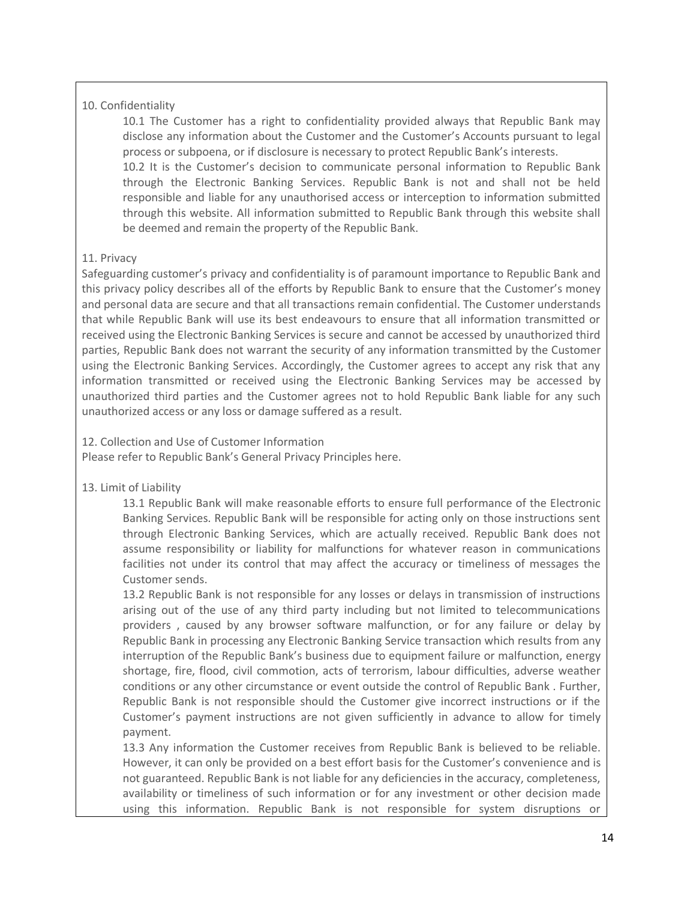10. Confidentiality

10.1 The Customer has a right to confidentiality provided always that Republic Bank may disclose any information about the Customer and the Customer's Accounts pursuant to legal process or subpoena, or if disclosure is necessary to protect Republic Bank's interests.

10.2 It is the Customer's decision to communicate personal information to Republic Bank through the Electronic Banking Services. Republic Bank is not and shall not be held responsible and liable for any unauthorised access or interception to information submitted through this website. All information submitted to Republic Bank through this website shall be deemed and remain the property of the Republic Bank.

11. Privacy

Safeguarding customer's privacy and confidentiality is of paramount importance to Republic Bank and this privacy policy describes all of the efforts by Republic Bank to ensure that the Customer's money and personal data are secure and that all transactions remain confidential. The Customer understands that while Republic Bank will use its best endeavours to ensure that all information transmitted or received using the Electronic Banking Services is secure and cannot be accessed by unauthorized third parties, Republic Bank does not warrant the security of any information transmitted by the Customer using the Electronic Banking Services. Accordingly, the Customer agrees to accept any risk that any information transmitted or received using the Electronic Banking Services may be accessed by unauthorized third parties and the Customer agrees not to hold Republic Bank liable for any such unauthorized access or any loss or damage suffered as a result.

12. Collection and Use of Customer Information

Please refer to Republic Bank's General Privacy Principles here.

13. Limit of Liability

13.1 Republic Bank will make reasonable efforts to ensure full performance of the Electronic Banking Services. Republic Bank will be responsible for acting only on those instructions sent through Electronic Banking Services, which are actually received. Republic Bank does not assume responsibility or liability for malfunctions for whatever reason in communications facilities not under its control that may affect the accuracy or timeliness of messages the Customer sends.

13.2 Republic Bank is not responsible for any losses or delays in transmission of instructions arising out of the use of any third party including but not limited to telecommunications providers , caused by any browser software malfunction, or for any failure or delay by Republic Bank in processing any Electronic Banking Service transaction which results from any interruption of the Republic Bank's business due to equipment failure or malfunction, energy shortage, fire, flood, civil commotion, acts of terrorism, labour difficulties, adverse weather conditions or any other circumstance or event outside the control of Republic Bank . Further, Republic Bank is not responsible should the Customer give incorrect instructions or if the Customer's payment instructions are not given sufficiently in advance to allow for timely payment.

13.3 Any information the Customer receives from Republic Bank is believed to be reliable. However, it can only be provided on a best effort basis for the Customer's convenience and is not guaranteed. Republic Bank is not liable for any deficiencies in the accuracy, completeness, availability or timeliness of such information or for any investment or other decision made using this information. Republic Bank is not responsible for system disruptions or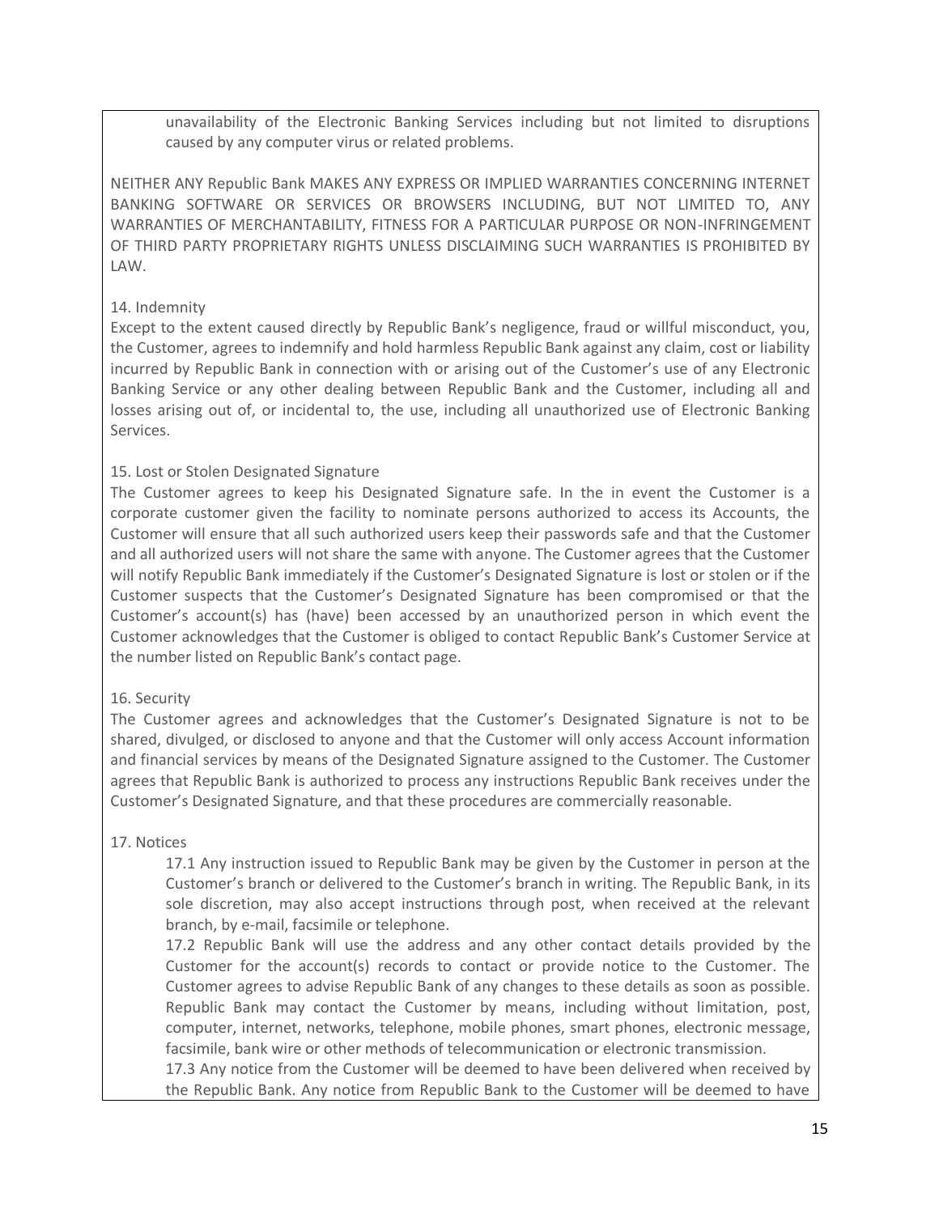unavailability of the Electronic Banking Services including but not limited to disruptions caused by any computer virus or related problems.

NEITHER ANY Republic Bank MAKES ANY EXPRESS OR IMPLIED WARRANTIES CONCERNING INTERNET BANKING SOFTWARE OR SERVICES OR BROWSERS INCLUDING, BUT NOT LIMITED TO, ANY WARRANTIES OF MERCHANTABILITY, FITNESS FOR A PARTICULAR PURPOSE OR NON-INFRINGEMENT OF THIRD PARTY PROPRIETARY RIGHTS UNLESS DISCLAIMING SUCH WARRANTIES IS PROHIBITED BY LAW.

14. Indemnity

Except to the extent caused directly by Republic Bank's negligence, fraud or willful misconduct, you, the Customer, agrees to indemnify and hold harmless Republic Bank against any claim, cost or liability incurred by Republic Bank in connection with or arising out of the Customer's use of any Electronic Banking Service or any other dealing between Republic Bank and the Customer, including all and losses arising out of, or incidental to, the use, including all unauthorized use of Electronic Banking Services.

15. Lost or Stolen Designated Signature

The Customer agrees to keep his Designated Signature safe. In the in event the Customer is a corporate customer given the facility to nominate persons authorized to access its Accounts, the Customer will ensure that all such authorized users keep their passwords safe and that the Customer and all authorized users will not share the same with anyone. The Customer agrees that the Customer will notify Republic Bank immediately if the Customer's Designated Signature is lost or stolen or if the Customer suspects that the Customer's Designated Signature has been compromised or that the Customer's account(s) has (have) been accessed by an unauthorized person in which event the Customer acknowledges that the Customer is obliged to contact Republic Bank's Customer Service at the number listed on Republic Bank's contact page.

16. Security

The Customer agrees and acknowledges that the Customer's Designated Signature is not to be shared, divulged, or disclosed to anyone and that the Customer will only access Account information and financial services by means of the Designated Signature assigned to the Customer. The Customer agrees that Republic Bank is authorized to process any instructions Republic Bank receives under the Customer's Designated Signature, and that these procedures are commercially reasonable.

17. Notices

17.1 Any instruction issued to Republic Bank may be given by the Customer in person at the Customer's branch or delivered to the Customer's branch in writing. The Republic Bank, in its sole discretion, may also accept instructions through post, when received at the relevant branch, by e-mail, facsimile or telephone.

17.2 Republic Bank will use the address and any other contact details provided by the Customer for the account(s) records to contact or provide notice to the Customer. The Customer agrees to advise Republic Bank of any changes to these details as soon as possible. Republic Bank may contact the Customer by means, including without limitation, post, computer, internet, networks, telephone, mobile phones, smart phones, electronic message, facsimile, bank wire or other methods of telecommunication or electronic transmission.

17.3 Any notice from the Customer will be deemed to have been delivered when received by the Republic Bank. Any notice from Republic Bank to the Customer will be deemed to have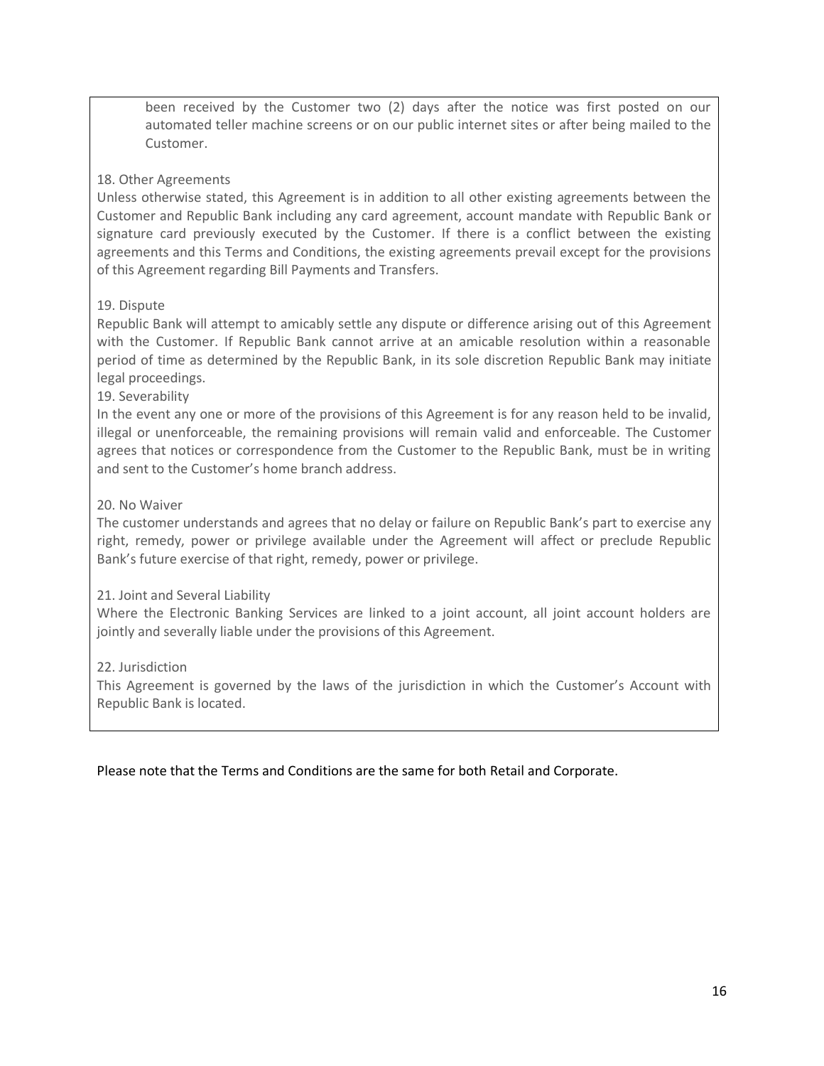been received by the Customer two (2) days after the notice was first posted on our automated teller machine screens or on our public internet sites or after being mailed to the Customer.

18. Other Agreements

Unless otherwise stated, this Agreement is in addition to all other existing agreements between the Customer and Republic Bank including any card agreement, account mandate with Republic Bank or signature card previously executed by the Customer. If there is a conflict between the existing agreements and this Terms and Conditions, the existing agreements prevail except for the provisions of this Agreement regarding Bill Payments and Transfers.

19. Dispute

Republic Bank will attempt to amicably settle any dispute or difference arising out of this Agreement with the Customer. If Republic Bank cannot arrive at an amicable resolution within a reasonable period of time as determined by the Republic Bank, in its sole discretion Republic Bank may initiate legal proceedings.

19. Severability

In the event any one or more of the provisions of this Agreement is for any reason held to be invalid, illegal or unenforceable, the remaining provisions will remain valid and enforceable. The Customer agrees that notices or correspondence from the Customer to the Republic Bank, must be in writing and sent to the Customer's home branch address.

20. No Waiver

The customer understands and agrees that no delay or failure on Republic Bank's part to exercise any right, remedy, power or privilege available under the Agreement will affect or preclude Republic Bank's future exercise of that right, remedy, power or privilege.

21. Joint and Several Liability

Where the Electronic Banking Services are linked to a joint account, all joint account holders are jointly and severally liable under the provisions of this Agreement.

22. Jurisdiction

This Agreement is governed by the laws of the jurisdiction in which the Customer's Account with Republic Bank is located.

Please note that the Terms and Conditions are the same for both Retail and Corporate.